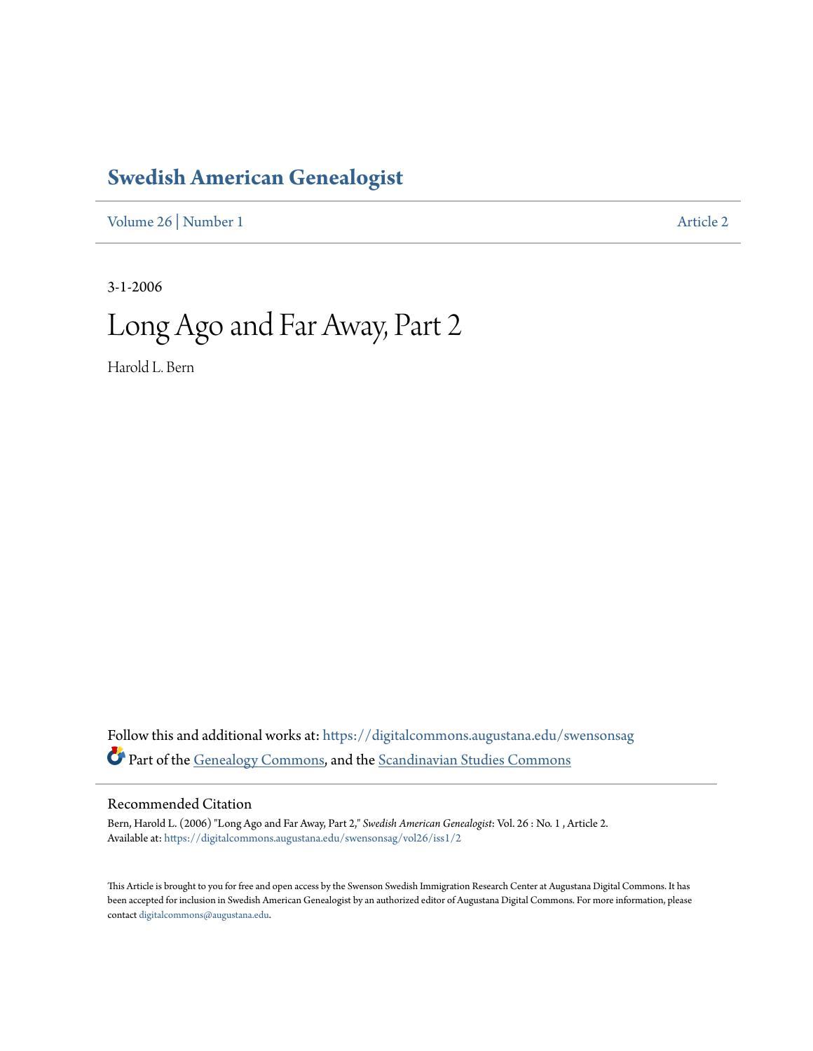# Swedish American Genealogist

Volume 26 | Number 1 Article 2

3-1-2006

# Long Ago and Far Away, Part 2

Harold L. Bern

Follow this and additional works at: https://digitalcommons.augustana.edu/swensonsag

Part of the Genealogy Commons, and the Scandinavian Studies Commons

## Recommended Citation

Bern, Harold L. (2006) "Long Ago and Far Away, Part 2," *Swedish American Genealogist*: Vol. 26 : No. 1 , Article 2.
Available at: https://digitalcommons.augustana.edu/swensonsag/vol26/iss1/2

This Article is brought to you for free and open access by the Swenson Swedish Immigration Research Center at Augustana Digital Commons. It has been accepted for inclusion in Swedish American Genealogist by an authorized editor of Augustana Digital Commons. For more information, please contact digitalcommons@augustana.edu.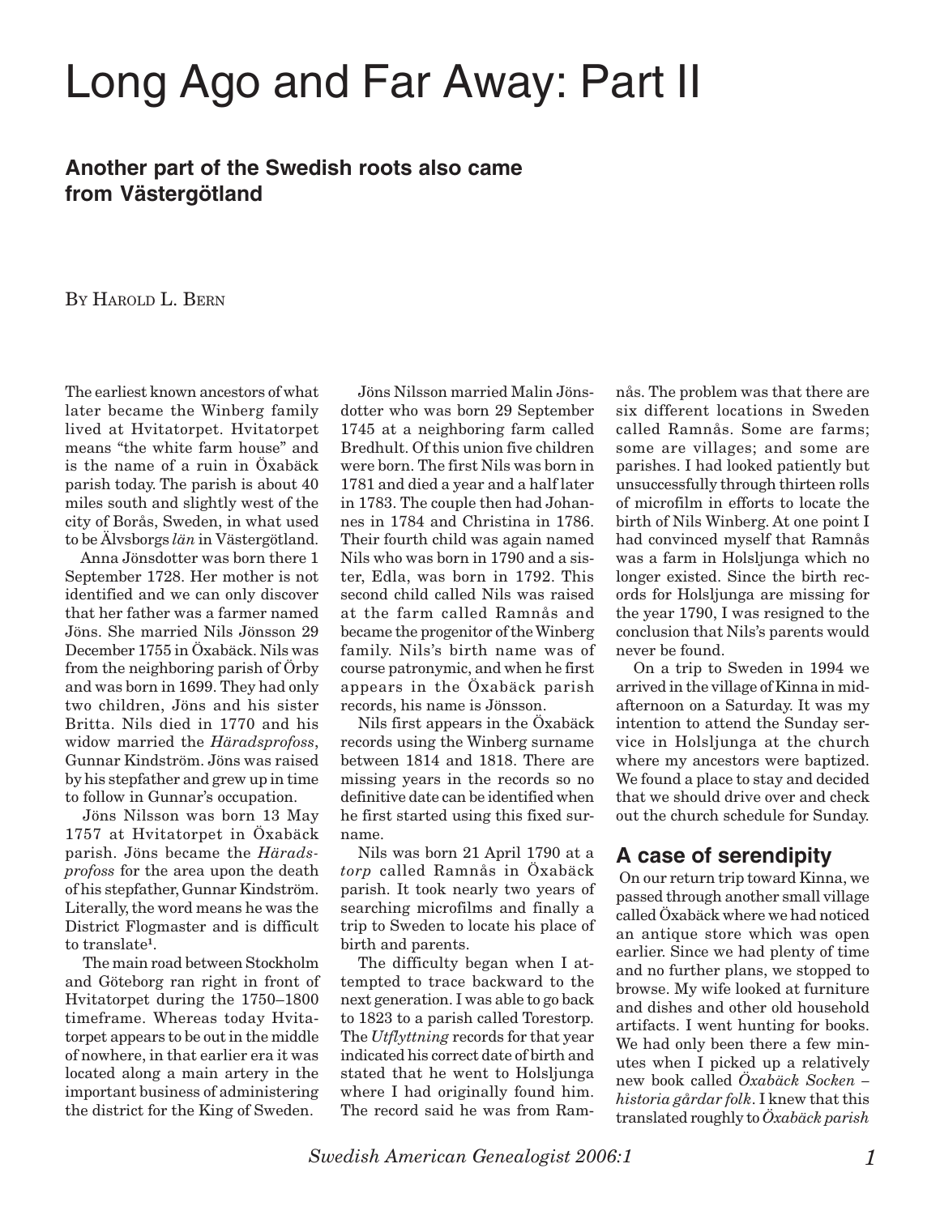# Long Ago and Far Away: Part II

### Another part of the Swedish roots also came from Västergötland

BY HAROLD L. BERN

The earliest known ancestors of what later became the Winberg family lived at Hvitatorpet. Hvitatorpet means "the white farm house" and is the name of a ruin in Öxabäck parish today. The parish is about 40 miles south and slightly west of the city of Borås, Sweden, in what used to be Älvsborgs *län* in Västergötland.

Anna Jönsdotter was born there 1 September 1728. Her mother is not identified and we can only discover that her father was a farmer named Jöns. She married Nils Jönsson 29 December 1755 in Öxabäck. Nils was from the neighboring parish of Örby and was born in 1699. They had only two children, Jöns and his sister Britta. Nils died in 1770 and his widow married the *Häradsprofoss*, Gunnar Kindström. Jöns was raised by his stepfather and grew up in time to follow in Gunnar's occupation.

Jöns Nilsson was born 13 May 1757 at Hvitatorpet in Öxabäck parish. Jöns became the *Häradsprofoss* for the area upon the death of his stepfather, Gunnar Kindström. Literally, the word means he was the District Flogmaster and is difficult to translate[1].

The main road between Stockholm and Göteborg ran right in front of Hvitatorpet during the 1750–1800 timeframe. Whereas today Hvitatorpet appears to be out in the middle of nowhere, in that earlier era it was located along a main artery in the important business of administering the district for the King of Sweden.

Jöns Nilsson married Malin Jönsdotter who was born 29 September 1745 at a neighboring farm called Bredhult. Of this union five children were born. The first Nils was born in 1781 and died a year and a half later in 1783. The couple then had Johannes in 1784 and Christina in 1786. Their fourth child was again named Nils who was born in 1790 and a sister, Edla, was born in 1792. This second child called Nils was raised at the farm called Ramnås and became the progenitor of the Winberg family. Nils's birth name was of course patronymic, and when he first appears in the Öxabäck parish records, his name is Jönsson.

Nils first appears in the Öxabäck records using the Winberg surname between 1814 and 1818. There are missing years in the records so no definitive date can be identified when he first started using this fixed surname.

Nils was born 21 April 1790 at a *torp* called Ramnås in Öxabäck parish. It took nearly two years of searching microfilms and finally a trip to Sweden to locate his place of birth and parents.

The difficulty began when I attempted to trace backward to the next generation. I was able to go back to 1823 to a parish called Torestorp. The *Utflyttning* records for that year indicated his correct date of birth and stated that he went to Holsljunga where I had originally found him. The record said he was from Ramnås. The problem was that there are six different locations in Sweden called Ramnås. Some are farms; some are villages; and some are parishes. I had looked patiently but unsuccessfully through thirteen rolls of microfilm in efforts to locate the birth of Nils Winberg. At one point I had convinced myself that Ramnås was a farm in Holsljunga which no longer existed. Since the birth records for Holsljunga are missing for the year 1790, I was resigned to the conclusion that Nils's parents would never be found.

On a trip to Sweden in 1994 we arrived in the village of Kinna in mid-afternoon on a Saturday. It was my intention to attend the Sunday service in Holsljunga at the church where my ancestors were baptized. We found a place to stay and decided that we should drive over and check out the church schedule for Sunday.

## A case of serendipity

On our return trip toward Kinna, we passed through another small village called Öxabäck where we had noticed an antique store which was open earlier. Since we had plenty of time and no further plans, we stopped to browse. My wife looked at furniture and dishes and other old household artifacts. I went hunting for books. We had only been there a few minutes when I picked up a relatively new book called *Öxabäck Socken – historia gårdar folk*. I knew that this translated roughly to *Öxabäck parish*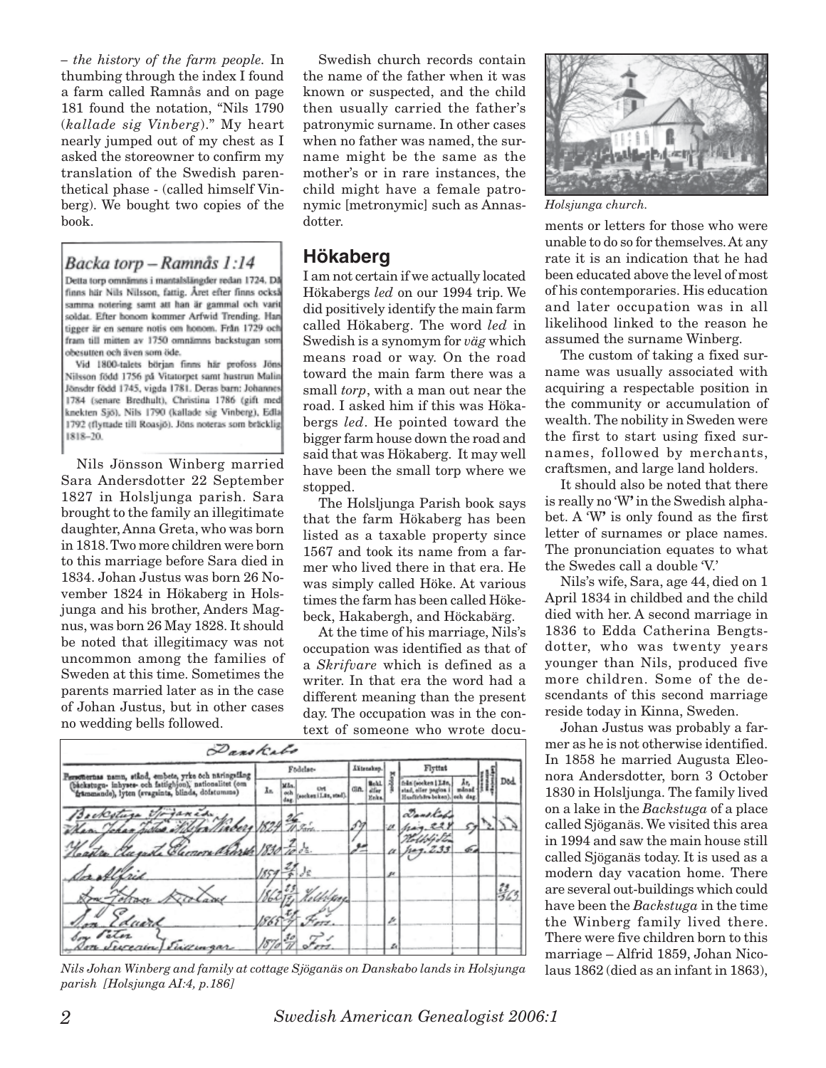– *the history of the farm people.* In thumbing through the index I found a farm called Ramnås and on page 181 found the notation, "Nils 1790 (*kallade sig Vinberg*)." My heart nearly jumped out of my chest as I asked the storeowner to confirm my translation of the Swedish parenthetical phase - (called himself Vinberg). We bought two copies of the book.

### Backa torp – Ramnås 1:14

Detta torp omnämns i mantalslängder redan 1724. Då finns här Nils Nilsson, fattig. Året efter finns också samma notering samt att han är gammal och varit soldat. Efter honom kommer Arfwid Trending. Han tigger är en senare notis om honom. Från 1729 och fram till mitten av 1750 omnämns backstugan som obesutten och även som öde.

Vid 1800-talets början finns här profoss Jöns Nilsson född 1756 på Vitatorpet samt hustrun Malin Jönsdtr född 1745, vigda 1781. Deras barn: Johannes 1784 (senare Bredhult), Christina 1786 (gift med knekten Sjö), Nils 1790 (kallade sig Vinberg), Edla 1792 (flyttade till Roasjö). Jöns noteras som bräcklig 1818–20.

Nils Jönsson Winberg married Sara Andersdotter 22 September 1827 in Holsljunga parish. Sara brought to the family an illegitimate daughter, Anna Greta, who was born in 1818. Two more children were born to this marriage before Sara died in 1834. Johan Justus was born 26 November 1824 in Hökaberg in Holsjunga and his brother, Anders Magnus, was born 26 May 1828. It should be noted that illegitimacy was not uncommon among the families of Sweden at this time. Sometimes the parents married later as in the case of Johan Justus, but in other cases no wedding bells followed.

Swedish church records contain the name of the father when it was known or suspected, and the child then usually carried the father's patronymic surname. In other cases when no father was named, the surname might be the same as the mother's or in rare instances, the child might have a female patronymic [metronymic] such as Annasdotter.

## Hökaberg

I am not certain if we actually located Hökabergs *led* on our 1994 trip. We did positively identify the main farm called Hökaberg. The word *led* in Swedish is a synomym for *väg* which means road or way. On the road toward the main farm there was a small *torp*, with a man out near the road. I asked him if this was Hökabergs *led*. He pointed toward the bigger farm house down the road and said that was Hökaberg. It may well have been the small torp where we stopped.

The Holsljunga Parish book says that the farm Hökaberg has been listed as a taxable property since 1567 and took its name from a farmer who lived there in that era. He was simply called Höke. At various times the farm has been called Hökebeck, Hakabergh, and Höckabärg.

At the time of his marriage, Nils's occupation was identified as that of a *Skrifvare* which is defined as a writer. In that era the word had a different meaning than the present day. The occupation was in the context of someone who wrote documents or letters for those who were unable to do so for themselves. At any rate it is an indication that he had been educated above the level of most of his contemporaries. His education and later occupation was in all likelihood linked to the reason he assumed the surname Winberg.

*Holsjunga church.*

The custom of taking a fixed surname was usually associated with acquiring a respectable position in the community or accumulation of wealth. The nobility in Sweden were the first to start using fixed surnames, followed by merchants, craftsmen, and large land holders.

It should also be noted that there is really no 'W' in the Swedish alphabet. A 'W' is only found as the first letter of surnames or place names. The pronunciation equates to what the Swedes call a double 'V.'

Nils's wife, Sara, age 44, died on 1 April 1834 in childbed and the child died with her. A second marriage in 1836 to Edda Catherina Bengtsdotter, who was twenty years younger than Nils, produced five more children. Some of the descendants of this second marriage reside today in Kinna, Sweden.

Johan Justus was probably a farmer as he is not otherwise identified. In 1858 he married Augusta Eleonora Andersdotter, born 3 October 1830 in Holsljunga. The family lived on a lake in the *Backstuga* of a place called Sjöganäs. We visited this area in 1994 and saw the main house still called Sjöganäs today. It is used as a modern day vacation home. There are several out-buildings which could have been the *Backstuga* in the time the Winberg family lived there. There were five children born to this marriage – Alfrid 1859, Johan Nicolaus 1862 (died as an infant in 1863),

*Nils Johan Winberg and family at cottage Sjöganäs on Danskabo lands in Holsjunga parish [Holsjunga AI:4, p.186]*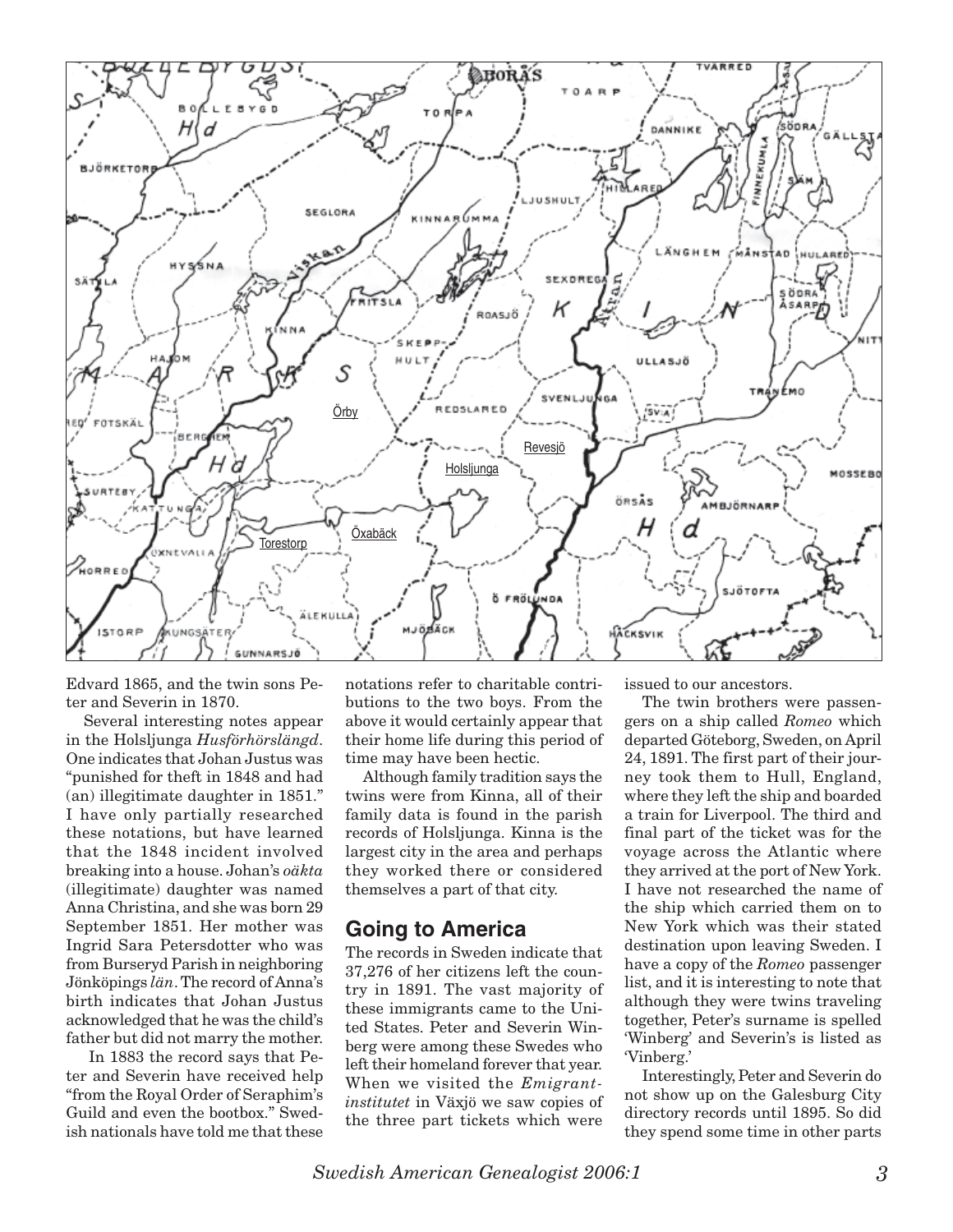Edvard 1865, and the twin sons Peter and Severin in 1870.

Several interesting notes appear in the Holsljunga *Husförhörslängd*. One indicates that Johan Justus was "punished for theft in 1848 and had (an) illegitimate daughter in 1851." I have only partially researched these notations, but have learned that the 1848 incident involved breaking into a house. Johan's *oäkta* (illegitimate) daughter was named Anna Christina, and she was born 29 September 1851. Her mother was Ingrid Sara Petersdotter who was from Burseryd Parish in neighboring Jönköpings *län*. The record of Anna's birth indicates that Johan Justus acknowledged that he was the child's father but did not marry the mother.

In 1883 the record says that Peter and Severin have received help "from the Royal Order of Seraphim's Guild and even the bootbox." Swedish nationals have told me that these notations refer to charitable contributions to the two boys. From the above it would certainly appear that their home life during this period of time may have been hectic.

Although family tradition says the twins were from Kinna, all of their family data is found in the parish records of Holsljunga. Kinna is the largest city in the area and perhaps they worked there or considered themselves a part of that city.

## Going to America

The records in Sweden indicate that 37,276 of her citizens left the country in 1891. The vast majority of these immigrants came to the United States. Peter and Severin Winberg were among these Swedes who left their homeland forever that year. When we visited the *Emigrantinstitutet* in Växjö we saw copies of the three part tickets which were issued to our ancestors.

The twin brothers were passengers on a ship called *Romeo* which departed Göteborg, Sweden, on April 24, 1891. The first part of their journey took them to Hull, England, where they left the ship and boarded a train for Liverpool. The third and final part of the ticket was for the voyage across the Atlantic where they arrived at the port of New York. I have not researched the name of the ship which carried them on to New York which was their stated destination upon leaving Sweden. I have a copy of the *Romeo* passenger list, and it is interesting to note that although they were twins traveling together, Peter's surname is spelled 'Winberg' and Severin's is listed as 'Vinberg.'

Interestingly, Peter and Severin do not show up on the Galesburg City directory records until 1895. So did they spend some time in other parts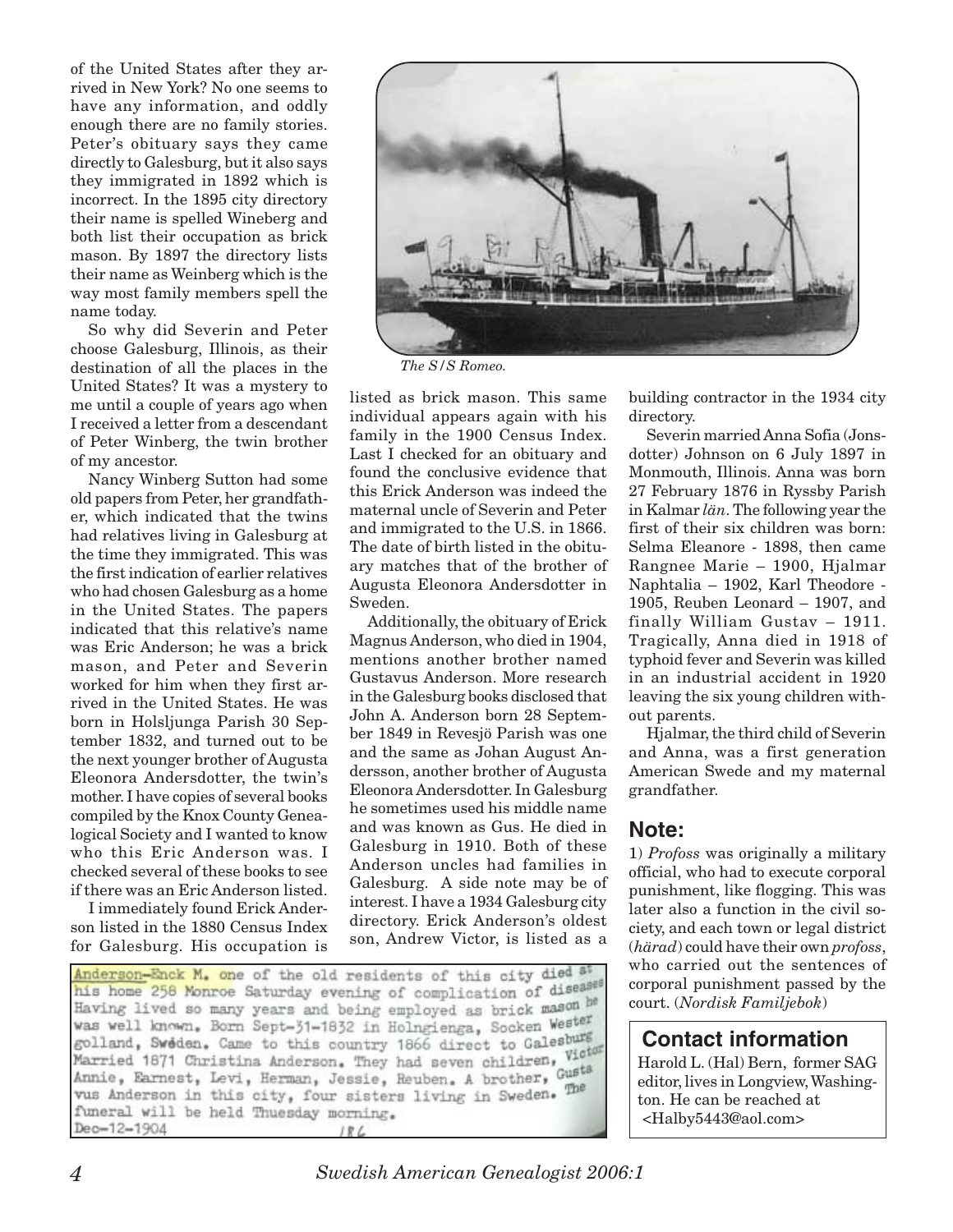of the United States after they arrived in New York? No one seems to have any information, and oddly enough there are no family stories. Peter's obituary says they came directly to Galesburg, but it also says they immigrated in 1892 which is incorrect. In the 1895 city directory their name is spelled Wineberg and both list their occupation as brick mason. By 1897 the directory lists their name as Weinberg which is the way most family members spell the name today.

So why did Severin and Peter choose Galesburg, Illinois, as their destination of all the places in the United States? It was a mystery to me until a couple of years ago when I received a letter from a descendant of Peter Winberg, the twin brother of my ancestor.

Nancy Winberg Sutton had some old papers from Peter, her grandfather, which indicated that the twins had relatives living in Galesburg at the time they immigrated. This was the first indication of earlier relatives who had chosen Galesburg as a home in the United States. The papers indicated that this relative's name was Eric Anderson; he was a brick mason, and Peter and Severin worked for him when they first arrived in the United States. He was born in Holsljunga Parish 30 September 1832, and turned out to be the next younger brother of Augusta Eleonora Andersdotter, the twin's mother. I have copies of several books compiled by the Knox County Genealogical Society and I wanted to know who this Eric Anderson was. I checked several of these books to see if there was an Eric Anderson listed.

I immediately found Erick Anderson listed in the 1880 Census Index for Galesburg. His occupation is listed as brick mason. This same individual appears again with his family in the 1900 Census Index. Last I checked for an obituary and found the conclusive evidence that this Erick Anderson was indeed the maternal uncle of Severin and Peter and immigrated to the U.S. in 1866. The date of birth listed in the obituary matches that of the brother of Augusta Eleonora Andersdotter in Sweden.

Additionally, the obituary of Erick Magnus Anderson, who died in 1904, mentions another brother named Gustavus Anderson. More research in the Galesburg books disclosed that John A. Anderson born 28 September 1849 in Revesjö Parish was one and the same as Johan August Andersson, another brother of Augusta Eleonora Andersdotter. In Galesburg he sometimes used his middle name and was known as Gus. He died in Galesburg in 1910. Both of these Anderson uncles had families in Galesburg. A side note may be of interest. I have a 1934 Galesburg city directory. Erick Anderson's oldest son, Andrew Victor, is listed as a building contractor in the 1934 city directory.

Severin married Anna Sofia (Jonsdotter) Johnson on 6 July 1897 in Monmouth, Illinois. Anna was born 27 February 1876 in Ryssby Parish in Kalmar *län*. The following year the first of their six children was born: Selma Eleanore - 1898, then came Rangnee Marie – 1900, Hjalmar Naphtalia – 1902, Karl Theodore - 1905, Reuben Leonard – 1907, and finally William Gustav – 1911. Tragically, Anna died in 1918 of typhoid fever and Severin was killed in an industrial accident in 1920 leaving the six young children without parents.

Hjalmar, the third child of Severin and Anna, was a first generation American Swede and my maternal grandfather.

*The S/S Romeo.*

Anderson-Enck M. one of the old residents of this city died at his home 258 Monroe Saturday evening of complication of diseases Having lived so many years and being employed as brick mason he was well known. Born Sept-31-1832 in Holngienga, Socken Wester golland, Swéden. Came to this country 1866 direct to Galesburg Married 1871 Christina Anderson. They had seven children, Victor Annie, Earnest, Levi, Herman, Jessie, Reuben. A brother, Gustavus Anderson in this city, four sisters living in Sweden. The funeral will be held Thuesday morning.
Dec-12-1904 186

## Note:

1) *Profoss* was originally a military official, who had to execute corporal punishment, like flogging. This was later also a function in the civil society, and each town or legal district (*härad*) could have their own *profoss*, who carried out the sentences of corporal punishment passed by the court. (*Nordisk Familjebok*)

### Contact information

Harold L. (Hal) Bern, former SAG editor, lives in Longview, Washington. He can be reached at <Halby5443@aol.com>